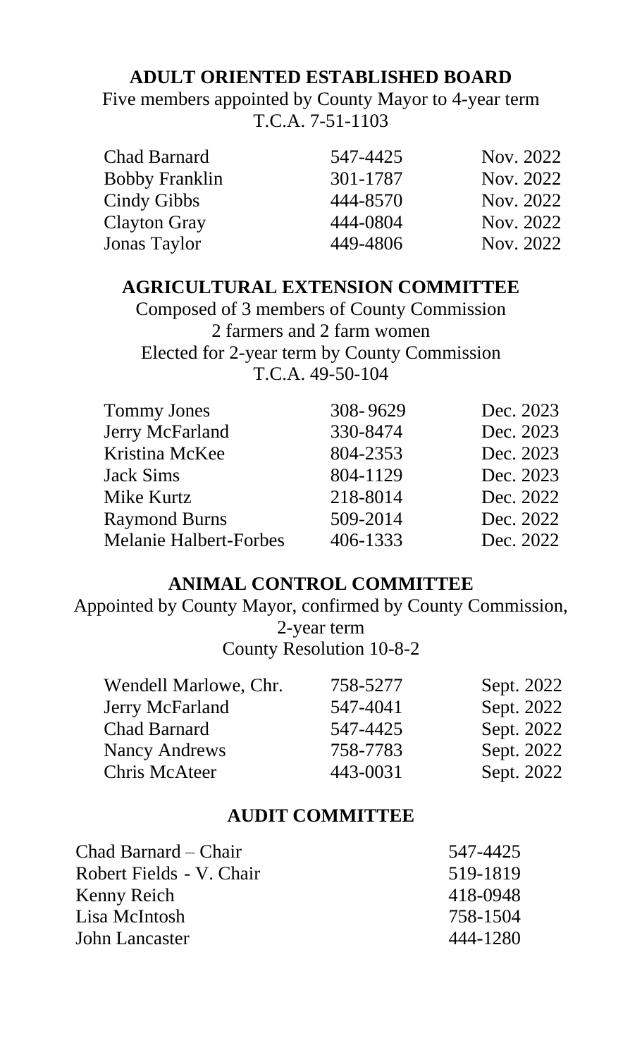## ADULT ORIENTED ESTABLISHED BOARD

Five members appointed by County Mayor to 4-year term
T.C.A. 7-51-1103

| | | |
|---|---|---|
| Chad Barnard | 547-4425 | Nov. 2022 |
| Bobby Franklin | 301-1787 | Nov. 2022 |
| Cindy Gibbs | 444-8570 | Nov. 2022 |
| Clayton Gray | 444-0804 | Nov. 2022 |
| Jonas Taylor | 449-4806 | Nov. 2022 |

## AGRICULTURAL EXTENSION COMMITTEE

Composed of 3 members of County Commission
2 farmers and 2 farm women
Elected for 2-year term by County Commission
T.C.A. 49-50-104

| | | |
|---|---|---|
| Tommy Jones | 308- 9629 | Dec. 2023 |
| Jerry McFarland | 330-8474 | Dec. 2023 |
| Kristina McKee | 804-2353 | Dec. 2023 |
| Jack Sims | 804-1129 | Dec. 2023 |
| Mike Kurtz | 218-8014 | Dec. 2022 |
| Raymond Burns | 509-2014 | Dec. 2022 |
| Melanie Halbert-Forbes | 406-1333 | Dec. 2022 |

## ANIMAL CONTROL COMMITTEE

Appointed by County Mayor, confirmed by County Commission,
2-year term
County Resolution 10-8-2

| | | |
|---|---|---|
| Wendell Marlowe, Chr. | 758-5277 | Sept. 2022 |
| Jerry McFarland | 547-4041 | Sept. 2022 |
| Chad Barnard | 547-4425 | Sept. 2022 |
| Nancy Andrews | 758-7783 | Sept. 2022 |
| Chris McAteer | 443-0031 | Sept. 2022 |

## AUDIT COMMITTEE

| | |
|---|---|
| Chad Barnard – Chair | 547-4425 |
| Robert Fields - V. Chair | 519-1819 |
| Kenny Reich | 418-0948 |
| Lisa McIntosh | 758-1504 |
| John Lancaster | 444-1280 |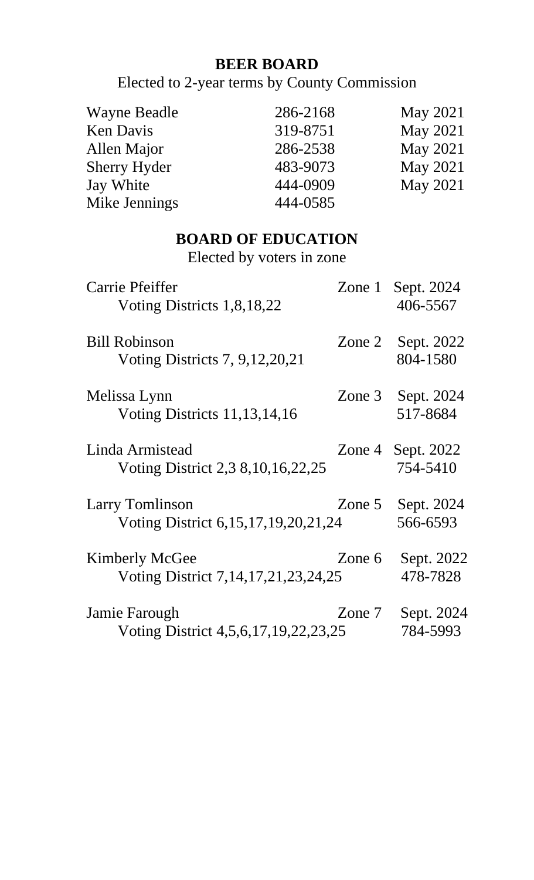## BEER BOARD

Elected to 2-year terms by County Commission

| | | |
|---|---|---|
| Wayne Beadle | 286-2168 | May 2021 |
| Ken Davis | 319-8751 | May 2021 |
| Allen Major | 286-2538 | May 2021 |
| Sherry Hyder | 483-9073 | May 2021 |
| Jay White | 444-0909 | May 2021 |
| Mike Jennings | 444-0585 | |

## BOARD OF EDUCATION

Elected by voters in zone

| | | |
|---|---|---|
| Carrie Pfeiffer<br>Voting Districts 1,8,18,22 | Zone 1 | Sept. 2024<br>406-5567 |
| Bill Robinson<br>Voting Districts 7, 9,12,20,21 | Zone 2 | Sept. 2022<br>804-1580 |
| Melissa Lynn<br>Voting Districts 11,13,14,16 | Zone 3 | Sept. 2024<br>517-8684 |
| Linda Armistead<br>Voting District 2,3 8,10,16,22,25 | Zone 4 | Sept. 2022<br>754-5410 |
| Larry Tomlinson<br>Voting District 6,15,17,19,20,21,24 | Zone 5 | Sept. 2024<br>566-6593 |
| Kimberly McGee<br>Voting District 7,14,17,21,23,24,25 | Zone 6 | Sept. 2022<br>478-7828 |
| Jamie Farough<br>Voting District 4,5,6,17,19,22,23,25 | Zone 7 | Sept. 2024<br>784-5993 |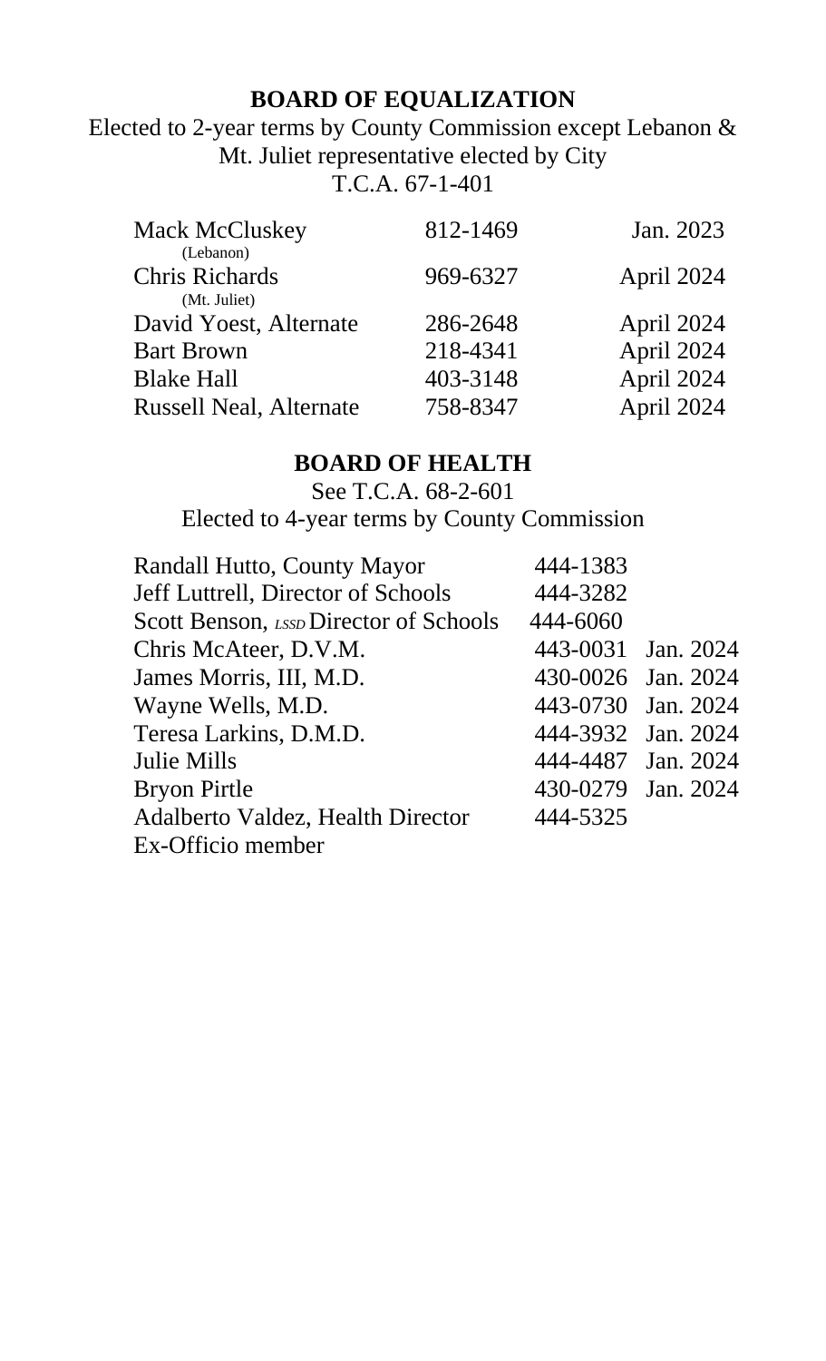## BOARD OF EQUALIZATION

Elected to 2-year terms by County Commission except Lebanon & Mt. Juliet representative elected by City
T.C.A. 67-1-401

| Name | Phone | Term |
|---|---|---|
| Mack McCluskey (Lebanon) | 812-1469 | Jan. 2023 |
| Chris Richards (Mt. Juliet) | 969-6327 | April 2024 |
| David Yoest, Alternate | 286-2648 | April 2024 |
| Bart Brown | 218-4341 | April 2024 |
| Blake Hall | 403-3148 | April 2024 |
| Russell Neal, Alternate | 758-8347 | April 2024 |

## BOARD OF HEALTH

See T.C.A. 68-2-601
Elected to 4-year terms by County Commission

| Name | Phone | Term |
|---|---|---|
| Randall Hutto, County Mayor | 444-1383 | |
| Jeff Luttrell, Director of Schools | 444-3282 | |
| Scott Benson, *LSSD* Director of Schools | 444-6060 | |
| Chris McAteer, D.V.M. | 443-0031 | Jan. 2024 |
| James Morris, III, M.D. | 430-0026 | Jan. 2024 |
| Wayne Wells, M.D. | 443-0730 | Jan. 2024 |
| Teresa Larkins, D.M.D. | 444-3932 | Jan. 2024 |
| Julie Mills | 444-4487 | Jan. 2024 |
| Bryon Pirtle | 430-0279 | Jan. 2024 |
| Adalberto Valdez, Health Director Ex-Officio member | 444-5325 | |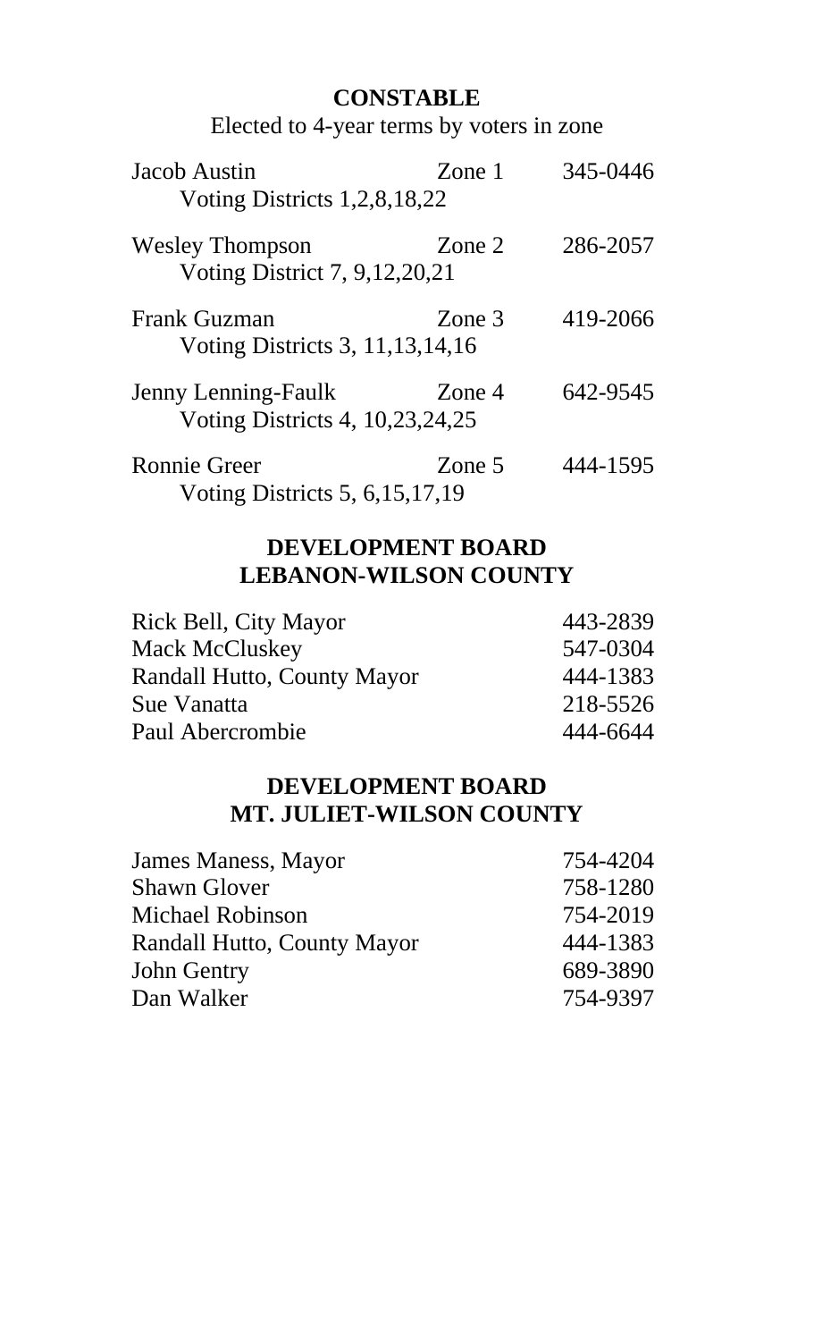## CONSTABLE

Elected to 4-year terms by voters in zone

| Name | Zone | Phone |
|---|---|---|
| Jacob Austin<br>Voting Districts 1,2,8,18,22 | Zone 1 | 345-0446 |
| Wesley Thompson<br>Voting District 7, 9,12,20,21 | Zone 2 | 286-2057 |
| Frank Guzman<br>Voting Districts 3, 11,13,14,16 | Zone 3 | 419-2066 |
| Jenny Lenning-Faulk<br>Voting Districts 4, 10,23,24,25 | Zone 4 | 642-9545 |
| Ronnie Greer<br>Voting Districts 5, 6,15,17,19 | Zone 5 | 444-1595 |

## DEVELOPMENT BOARD LEBANON-WILSON COUNTY

| Name | Phone |
|---|---|
| Rick Bell, City Mayor | 443-2839 |
| Mack McCluskey | 547-0304 |
| Randall Hutto, County Mayor | 444-1383 |
| Sue Vanatta | 218-5526 |
| Paul Abercrombie | 444-6644 |

## DEVELOPMENT BOARD MT. JULIET-WILSON COUNTY

| Name | Phone |
|---|---|
| James Maness, Mayor | 754-4204 |
| Shawn Glover | 758-1280 |
| Michael Robinson | 754-2019 |
| Randall Hutto, County Mayor | 444-1383 |
| John Gentry | 689-3890 |
| Dan Walker | 754-9397 |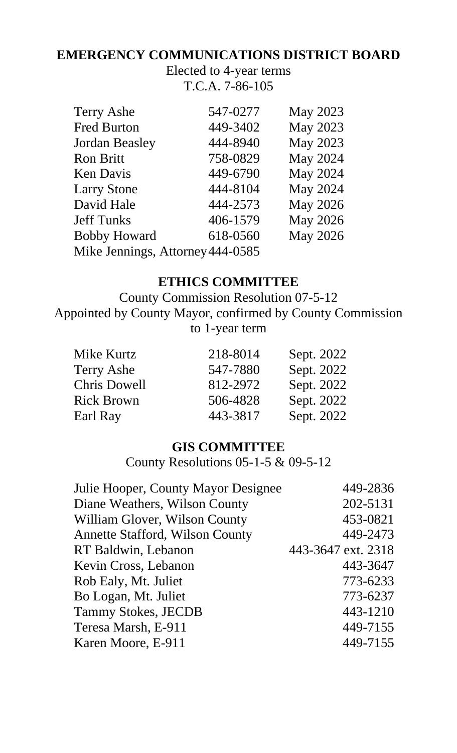## EMERGENCY COMMUNICATIONS DISTRICT BOARD

Elected to 4-year terms
T.C.A. 7-86-105

| | | |
|---|---|---|
| Terry Ashe | 547-0277 | May 2023 |
| Fred Burton | 449-3402 | May 2023 |
| Jordan Beasley | 444-8940 | May 2023 |
| Ron Britt | 758-0829 | May 2024 |
| Ken Davis | 449-6790 | May 2024 |
| Larry Stone | 444-8104 | May 2024 |
| David Hale | 444-2573 | May 2026 |
| Jeff Tunks | 406-1579 | May 2026 |
| Bobby Howard | 618-0560 | May 2026 |
| Mike Jennings, Attorney | 444-0585 | |

## ETHICS COMMITTEE

County Commission Resolution 07-5-12
Appointed by County Mayor, confirmed by County Commission to 1-year term

| | | |
|---|---|---|
| Mike Kurtz | 218-8014 | Sept. 2022 |
| Terry Ashe | 547-7880 | Sept. 2022 |
| Chris Dowell | 812-2972 | Sept. 2022 |
| Rick Brown | 506-4828 | Sept. 2022 |
| Earl Ray | 443-3817 | Sept. 2022 |

## GIS COMMITTEE

County Resolutions 05-1-5 & 09-5-12

| | |
|---|---|
| Julie Hooper, County Mayor Designee | 449-2836 |
| Diane Weathers, Wilson County | 202-5131 |
| William Glover, Wilson County | 453-0821 |
| Annette Stafford, Wilson County | 449-2473 |
| RT Baldwin, Lebanon | 443-3647 ext. 2318 |
| Kevin Cross, Lebanon | 443-3647 |
| Rob Ealy, Mt. Juliet | 773-6233 |
| Bo Logan, Mt. Juliet | 773-6237 |
| Tammy Stokes, JECDB | 443-1210 |
| Teresa Marsh, E-911 | 449-7155 |
| Karen Moore, E-911 | 449-7155 |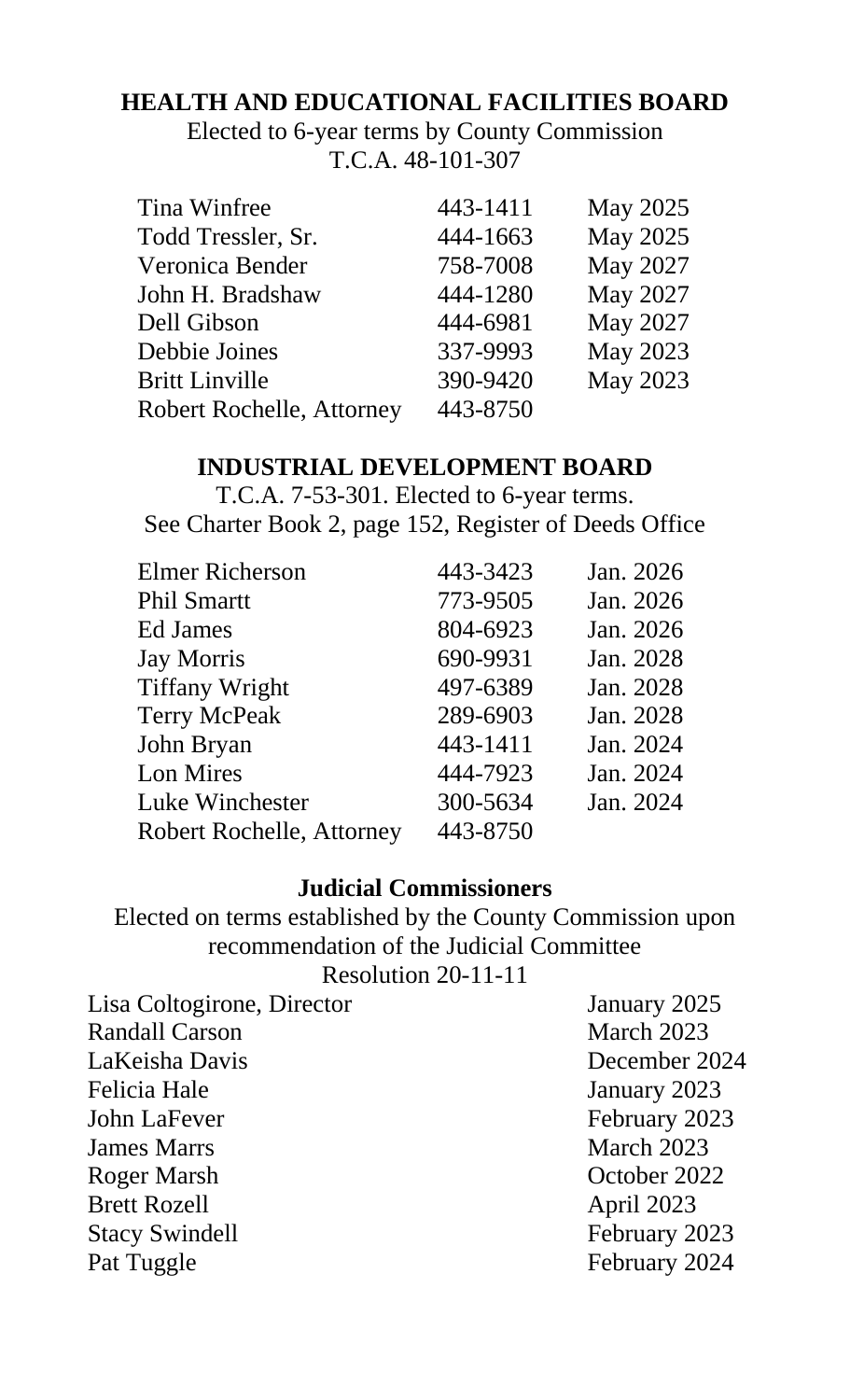## HEALTH AND EDUCATIONAL FACILITIES BOARD

Elected to 6-year terms by County Commission
T.C.A. 48-101-307

| | | |
|---|---|---|
| Tina Winfree | 443-1411 | May 2025 |
| Todd Tressler, Sr. | 444-1663 | May 2025 |
| Veronica Bender | 758-7008 | May 2027 |
| John H. Bradshaw | 444-1280 | May 2027 |
| Dell Gibson | 444-6981 | May 2027 |
| Debbie Joines | 337-9993 | May 2023 |
| Britt Linville | 390-9420 | May 2023 |
| Robert Rochelle, Attorney | 443-8750 | |

## INDUSTRIAL DEVELOPMENT BOARD

T.C.A. 7-53-301. Elected to 6-year terms.
See Charter Book 2, page 152, Register of Deeds Office

| | | |
|---|---|---|
| Elmer Richerson | 443-3423 | Jan. 2026 |
| Phil Smartt | 773-9505 | Jan. 2026 |
| Ed James | 804-6923 | Jan. 2026 |
| Jay Morris | 690-9931 | Jan. 2028 |
| Tiffany Wright | 497-6389 | Jan. 2028 |
| Terry McPeak | 289-6903 | Jan. 2028 |
| John Bryan | 443-1411 | Jan. 2024 |
| Lon Mires | 444-7923 | Jan. 2024 |
| Luke Winchester | 300-5634 | Jan. 2024 |
| Robert Rochelle, Attorney | 443-8750 | |

## Judicial Commissioners

Elected on terms established by the County Commission upon recommendation of the Judicial Committee
Resolution 20-11-11

| | |
|---|---|
| Lisa Coltogirone, Director | January 2025 |
| Randall Carson | March 2023 |
| LaKeisha Davis | December 2024 |
| Felicia Hale | January 2023 |
| John LaFever | February 2023 |
| James Marrs | March 2023 |
| Roger Marsh | October 2022 |
| Brett Rozell | April 2023 |
| Stacy Swindell | February 2023 |
| Pat Tuggle | February 2024 |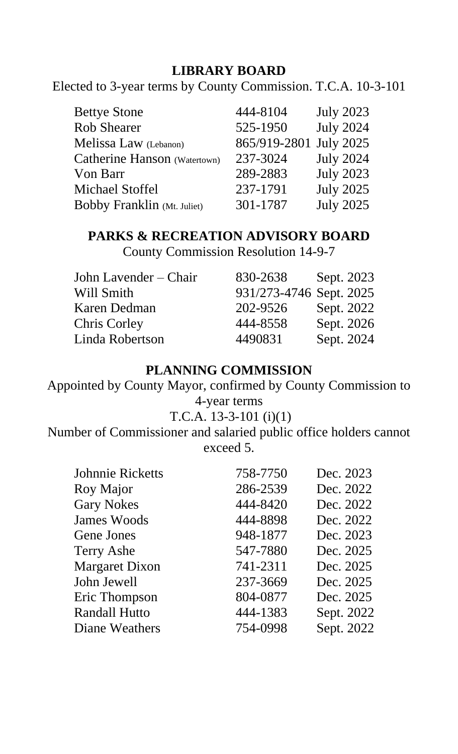## LIBRARY BOARD

Elected to 3-year terms by County Commission. T.C.A. 10-3-101

| | | |
|---|---|---|
| Bettye Stone | 444-8104 | July 2023 |
| Rob Shearer | 525-1950 | July 2024 |
| Melissa Law (Lebanon) | 865/919-2801 | July 2025 |
| Catherine Hanson (Watertown) | 237-3024 | July 2024 |
| Von Barr | 289-2883 | July 2023 |
| Michael Stoffel | 237-1791 | July 2025 |
| Bobby Franklin (Mt. Juliet) | 301-1787 | July 2025 |

## PARKS & RECREATION ADVISORY BOARD

County Commission Resolution 14-9-7

| | | |
|---|---|---|
| John Lavender – Chair | 830-2638 | Sept. 2023 |
| Will Smith | 931/273-4746 | Sept. 2025 |
| Karen Dedman | 202-9526 | Sept. 2022 |
| Chris Corley | 444-8558 | Sept. 2026 |
| Linda Robertson | 4490831 | Sept. 2024 |

## PLANNING COMMISSION

Appointed by County Mayor, confirmed by County Commission to 4-year terms

T.C.A. 13-3-101 (i)(1)

Number of Commissioner and salaried public office holders cannot exceed 5.

| | | |
|---|---|---|
| Johnnie Ricketts | 758-7750 | Dec. 2023 |
| Roy Major | 286-2539 | Dec. 2022 |
| Gary Nokes | 444-8420 | Dec. 2022 |
| James Woods | 444-8898 | Dec. 2022 |
| Gene Jones | 948-1877 | Dec. 2023 |
| Terry Ashe | 547-7880 | Dec. 2025 |
| Margaret Dixon | 741-2311 | Dec. 2025 |
| John Jewell | 237-3669 | Dec. 2025 |
| Eric Thompson | 804-0877 | Dec. 2025 |
| Randall Hutto | 444-1383 | Sept. 2022 |
| Diane Weathers | 754-0998 | Sept. 2022 |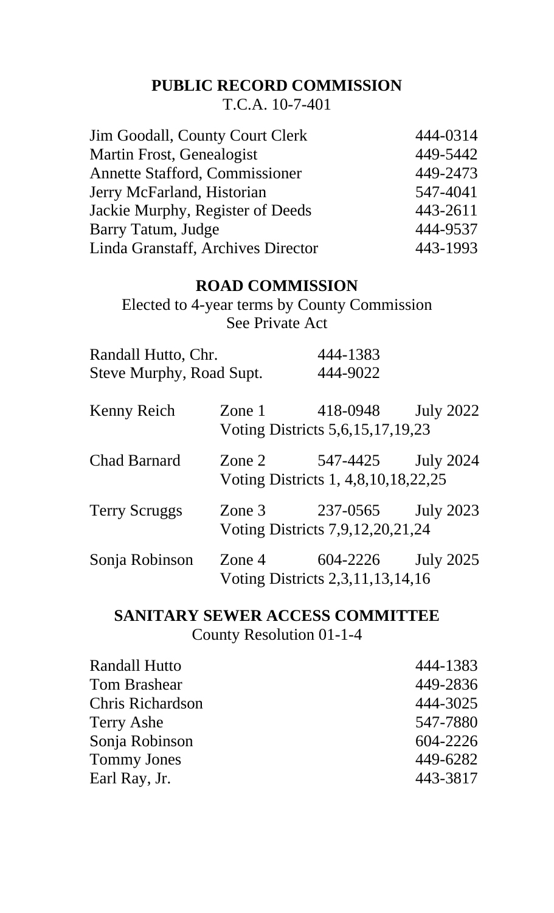## PUBLIC RECORD COMMISSION

T.C.A. 10-7-401

| | |
|---|---|
| Jim Goodall, County Court Clerk | 444-0314 |
| Martin Frost, Genealogist | 449-5442 |
| Annette Stafford, Commissioner | 449-2473 |
| Jerry McFarland, Historian | 547-4041 |
| Jackie Murphy, Register of Deeds | 443-2611 |
| Barry Tatum, Judge | 444-9537 |
| Linda Granstaff, Archives Director | 443-1993 |

## ROAD COMMISSION

Elected to 4-year terms by County Commission
See Private Act

| | |
|---|---|
| Randall Hutto, Chr. | 444-1383 |
| Steve Murphy, Road Supt. | 444-9022 |

| | | | |
|---|---|---|---|
| Kenny Reich | Zone 1 | 418-0948 | July 2022 |
| | Voting Districts 5,6,15,17,19,23 | | |
| Chad Barnard | Zone 2 | 547-4425 | July 2024 |
| | Voting Districts 1, 4,8,10,18,22,25 | | |
| Terry Scruggs | Zone 3 | 237-0565 | July 2023 |
| | Voting Districts 7,9,12,20,21,24 | | |
| Sonja Robinson | Zone 4 | 604-2226 | July 2025 |
| | Voting Districts 2,3,11,13,14,16 | | |

## SANITARY SEWER ACCESS COMMITTEE

County Resolution 01-1-4

| | |
|---|---|
| Randall Hutto | 444-1383 |
| Tom Brashear | 449-2836 |
| Chris Richardson | 444-3025 |
| Terry Ashe | 547-7880 |
| Sonja Robinson | 604-2226 |
| Tommy Jones | 449-6282 |
| Earl Ray, Jr. | 443-3817 |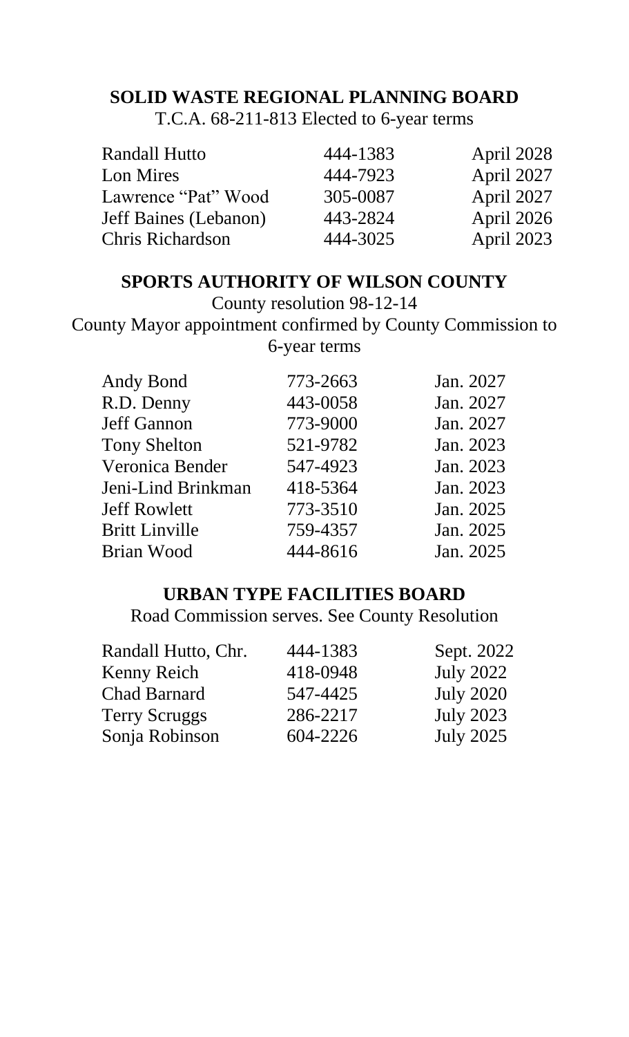## SOLID WASTE REGIONAL PLANNING BOARD

T.C.A. 68-211-813 Elected to 6-year terms

| Name | Phone | Term |
|---|---|---|
| Randall Hutto | 444-1383 | April 2028 |
| Lon Mires | 444-7923 | April 2027 |
| Lawrence "Pat" Wood | 305-0087 | April 2027 |
| Jeff Baines (Lebanon) | 443-2824 | April 2026 |
| Chris Richardson | 444-3025 | April 2023 |

## SPORTS AUTHORITY OF WILSON COUNTY

County resolution 98-12-14

County Mayor appointment confirmed by County Commission to 6-year terms

| Name | Phone | Term |
|---|---|---|
| Andy Bond | 773-2663 | Jan. 2027 |
| R.D. Denny | 443-0058 | Jan. 2027 |
| Jeff Gannon | 773-9000 | Jan. 2027 |
| Tony Shelton | 521-9782 | Jan. 2023 |
| Veronica Bender | 547-4923 | Jan. 2023 |
| Jeni-Lind Brinkman | 418-5364 | Jan. 2023 |
| Jeff Rowlett | 773-3510 | Jan. 2025 |
| Britt Linville | 759-4357 | Jan. 2025 |
| Brian Wood | 444-8616 | Jan. 2025 |

## URBAN TYPE FACILITIES BOARD

Road Commission serves. See County Resolution

| Name | Phone | Term |
|---|---|---|
| Randall Hutto, Chr. | 444-1383 | Sept. 2022 |
| Kenny Reich | 418-0948 | July 2022 |
| Chad Barnard | 547-4425 | July 2020 |
| Terry Scruggs | 286-2217 | July 2023 |
| Sonja Robinson | 604-2226 | July 2025 |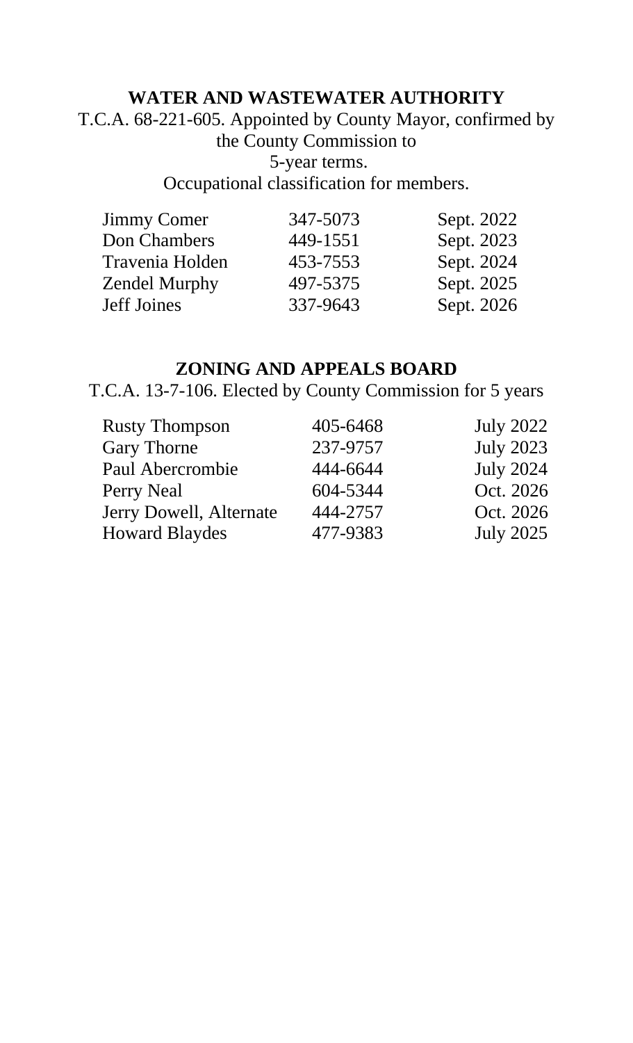## WATER AND WASTEWATER AUTHORITY

T.C.A. 68-221-605. Appointed by County Mayor, confirmed by the County Commission to 5-year terms.
Occupational classification for members.

| | | |
|---|---|---|
| Jimmy Comer | 347-5073 | Sept. 2022 |
| Don Chambers | 449-1551 | Sept. 2023 |
| Travenia Holden | 453-7553 | Sept. 2024 |
| Zendel Murphy | 497-5375 | Sept. 2025 |
| Jeff Joines | 337-9643 | Sept. 2026 |

## ZONING AND APPEALS BOARD

T.C.A. 13-7-106. Elected by County Commission for 5 years

| | | |
|---|---|---|
| Rusty Thompson | 405-6468 | July 2022 |
| Gary Thorne | 237-9757 | July 2023 |
| Paul Abercrombie | 444-6644 | July 2024 |
| Perry Neal | 604-5344 | Oct. 2026 |
| Jerry Dowell, Alternate | 444-2757 | Oct. 2026 |
| Howard Blaydes | 477-9383 | July 2025 |